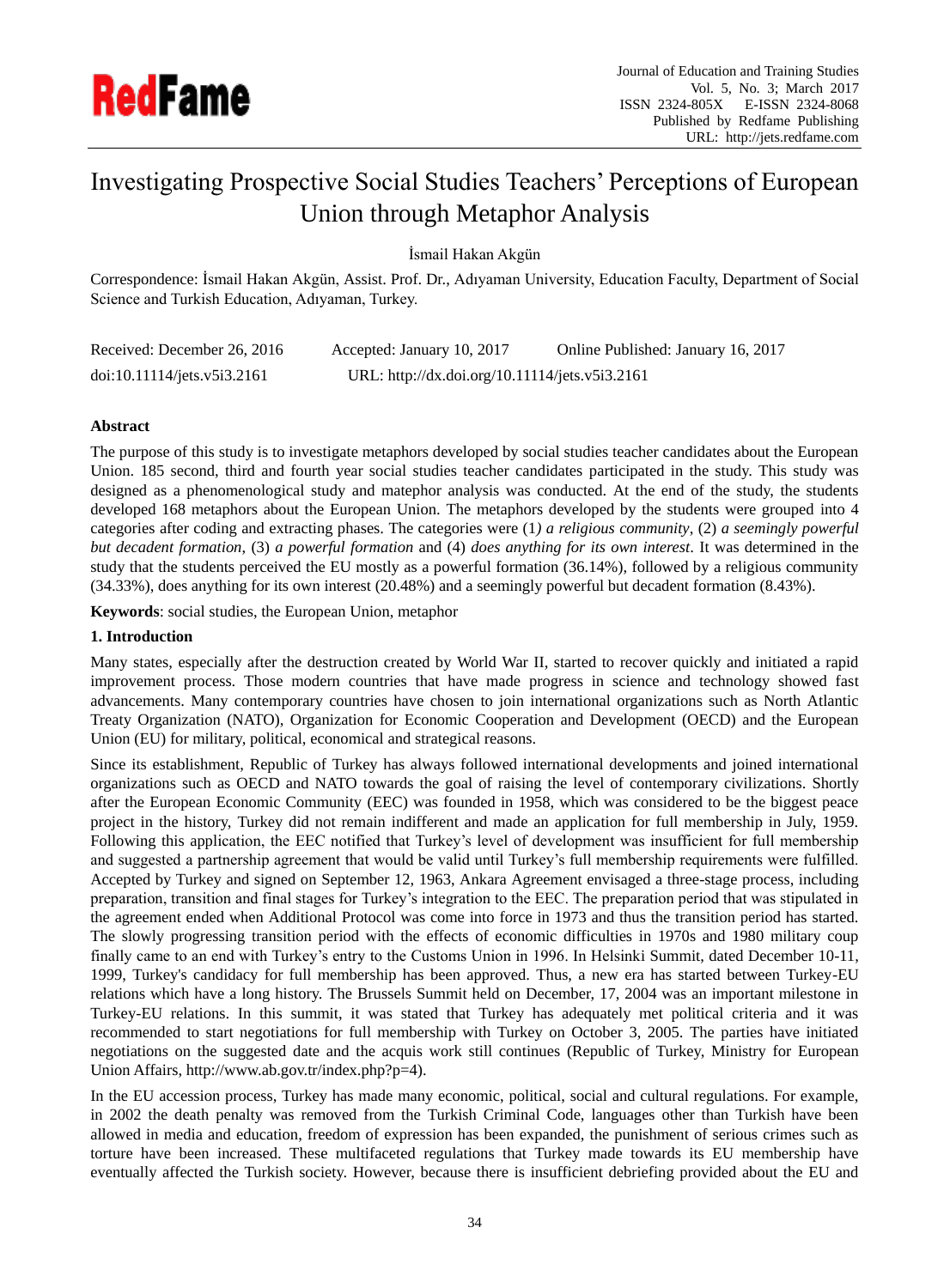# Investigating Prospective Social Studies Teachers' Perceptions of European Union through Metaphor Analysis

İsmail Hakan Akgün

Correspondence: İsmail Hakan Akgün, Assist. Prof. Dr., Adıyaman University, Education Faculty, Department of Social Science and Turkish Education, Adıyaman, Turkey.

Received: December 26, 2016 Accepted: January 10, 2017 Online Published: January 16, 2017

doi:10.11114/jets.v5i3.2161 URL: http://dx.doi.org/10.11114/jets.v5i3.2161

## Abstract

The purpose of this study is to investigate metaphors developed by social studies teacher candidates about the European Union. 185 second, third and fourth year social studies teacher candidates participated in the study. This study was designed as a phenomenological study and matephor analysis was conducted. At the end of the study, the students developed 168 metaphors about the European Union. The metaphors developed by the students were grouped into 4 categories after coding and extracting phases. The categories were (1*) a religious community*, (2) *a seemingly powerful but decadent formation*, (3) *a powerful formation* and (4) *does anything for its own interest*. It was determined in the study that the students perceived the EU mostly as a powerful formation (36.14%), followed by a religious community (34.33%), does anything for its own interest (20.48%) and a seemingly powerful but decadent formation (8.43%).

**Keywords**: social studies, the European Union, metaphor

## 1. Introduction

Many states, especially after the destruction created by World War II, started to recover quickly and initiated a rapid improvement process. Those modern countries that have made progress in science and technology showed fast advancements. Many contemporary countries have chosen to join international organizations such as North Atlantic Treaty Organization (NATO), Organization for Economic Cooperation and Development (OECD) and the European Union (EU) for military, political, economical and strategical reasons.

Since its establishment, Republic of Turkey has always followed international developments and joined international organizations such as OECD and NATO towards the goal of raising the level of contemporary civilizations. Shortly after the European Economic Community (EEC) was founded in 1958, which was considered to be the biggest peace project in the history, Turkey did not remain indifferent and made an application for full membership in July, 1959. Following this application, the EEC notified that Turkey's level of development was insufficient for full membership and suggested a partnership agreement that would be valid until Turkey's full membership requirements were fulfilled. Accepted by Turkey and signed on September 12, 1963, Ankara Agreement envisaged a three-stage process, including preparation, transition and final stages for Turkey's integration to the EEC. The preparation period that was stipulated in the agreement ended when Additional Protocol was come into force in 1973 and thus the transition period has started. The slowly progressing transition period with the effects of economic difficulties in 1970s and 1980 military coup finally came to an end with Turkey's entry to the Customs Union in 1996. In Helsinki Summit, dated December 10-11, 1999, Turkey's candidacy for full membership has been approved. Thus, a new era has started between Turkey-EU relations which have a long history. The Brussels Summit held on December, 17, 2004 was an important milestone in Turkey-EU relations. In this summit, it was stated that Turkey has adequately met political criteria and it was recommended to start negotiations for full membership with Turkey on October 3, 2005. The parties have initiated negotiations on the suggested date and the acquis work still continues (Republic of Turkey, Ministry for European Union Affairs, http://www.ab.gov.tr/index.php?p=4).

In the EU accession process, Turkey has made many economic, political, social and cultural regulations. For example, in 2002 the death penalty was removed from the Turkish Criminal Code, languages other than Turkish have been allowed in media and education, freedom of expression has been expanded, the punishment of serious crimes such as torture have been increased. These multifaceted regulations that Turkey made towards its EU membership have eventually affected the Turkish society. However, because there is insufficient debriefing provided about the EU and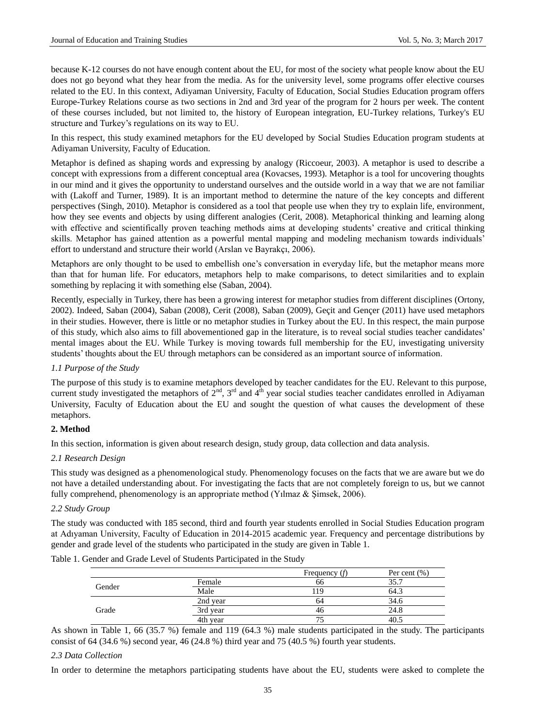because K-12 courses do not have enough content about the EU, for most of the society what people know about the EU does not go beyond what they hear from the media. As for the university level, some programs offer elective courses related to the EU. In this context, Adiyaman University, Faculty of Education, Social Studies Education program offers Europe-Turkey Relations course as two sections in 2nd and 3rd year of the program for 2 hours per week. The content of these courses included, but not limited to, the history of European integration, EU-Turkey relations, Turkey's EU structure and Turkey's regulations on its way to EU.

In this respect, this study examined metaphors for the EU developed by Social Studies Education program students at Adiyaman University, Faculty of Education.

Metaphor is defined as shaping words and expressing by analogy (Riccoeur, 2003). A metaphor is used to describe a concept with expressions from a different conceptual area (Kovacses, 1993). Metaphor is a tool for uncovering thoughts in our mind and it gives the opportunity to understand ourselves and the outside world in a way that we are not familiar with (Lakoff and Turner, 1989). It is an important method to determine the nature of the key concepts and different perspectives (Singh, 2010). Metaphor is considered as a tool that people use when they try to explain life, environment, how they see events and objects by using different analogies (Cerit, 2008). Metaphorical thinking and learning along with effective and scientifically proven teaching methods aims at developing students' creative and critical thinking skills. Metaphor has gained attention as a powerful mental mapping and modeling mechanism towards individuals' effort to understand and structure their world (Arslan ve Bayrakçı, 2006).

Metaphors are only thought to be used to embellish one's conversation in everyday life, but the metaphor means more than that for human life. For educators, metaphors help to make comparisons, to detect similarities and to explain something by replacing it with something else (Saban, 2004).

Recently, especially in Turkey, there has been a growing interest for metaphor studies from different disciplines (Ortony, 2002). Indeed, Saban (2004), Saban (2008), Cerit (2008), Saban (2009), Geçit and Gençer (2011) have used metaphors in their studies. However, there is little or no metaphor studies in Turkey about the EU. In this respect, the main purpose of this study, which also aims to fill abovementioned gap in the literature, is to reveal social studies teacher candidates' mental images about the EU. While Turkey is moving towards full membership for the EU, investigating university students' thoughts about the EU through metaphors can be considered as an important source of information.

### *1.1 Purpose of the Study*

The purpose of this study is to examine metaphors developed by teacher candidates for the EU. Relevant to this purpose, current study investigated the metaphors of 2nd, 3rd and 4th year social studies teacher candidates enrolled in Adiyaman University, Faculty of Education about the EU and sought the question of what causes the development of these metaphors.

## **2. Method**

In this section, information is given about research design, study group, data collection and data analysis.

### *2.1 Research Design*

This study was designed as a phenomenological study. Phenomenology focuses on the facts that we are aware but we do not have a detailed understanding about. For investigating the facts that are not completely foreign to us, but we cannot fully comprehend, phenomenology is an appropriate method (Yılmaz & Şimsek, 2006).

### *2.2 Study Group*

The study was conducted with 185 second, third and fourth year students enrolled in Social Studies Education program at Adıyaman University, Faculty of Education in 2014-2015 academic year. Frequency and percentage distributions by gender and grade level of the students who participated in the study are given in Table 1.

Table 1. Gender and Grade Level of Students Participated in the Study

| | | Frequency (*f*) | Per cent (%) |
|---|---|---|---|
| Gender | Female | 66 | 35.7 |
| | Male | 119 | 64.3 |
| Grade | 2nd year | 64 | 34.6 |
| | 3rd year | 46 | 24.8 |
| | 4th year | 75 | 40.5 |

As shown in Table 1, 66 (35.7 %) female and 119 (64.3 %) male students participated in the study. The participants consist of 64 (34.6 %) second year, 46 (24.8 %) third year and 75 (40.5 %) fourth year students.

### *2.3 Data Collection*

In order to determine the metaphors participating students have about the EU, students were asked to complete the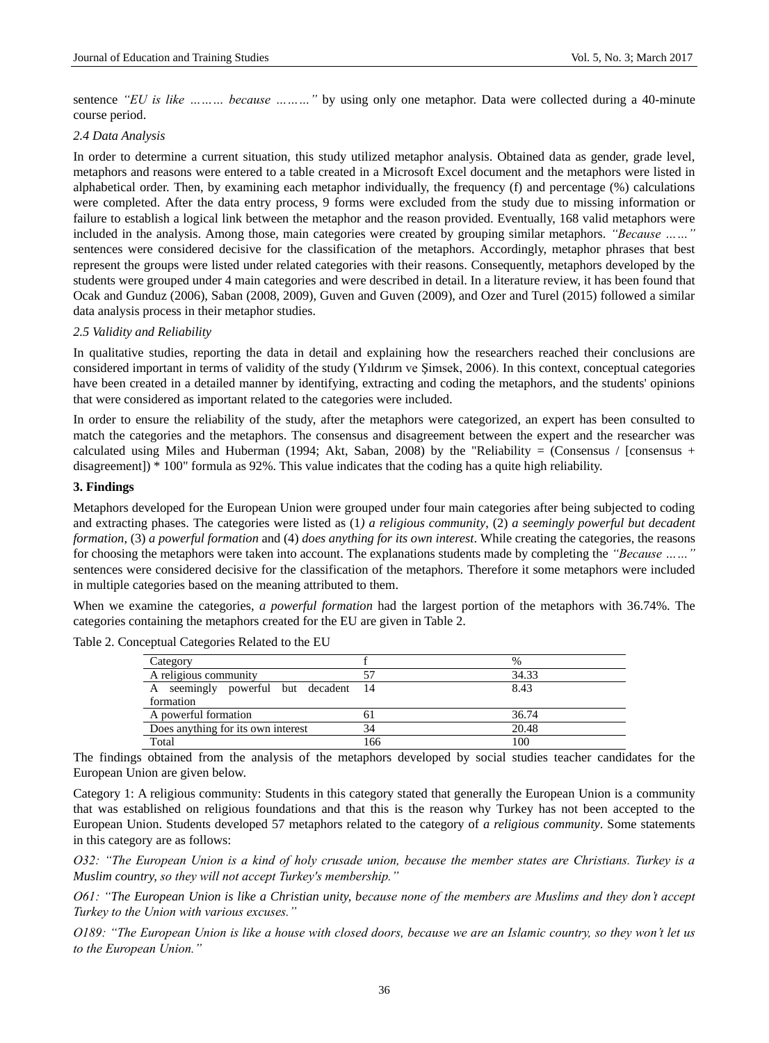sentence *"EU is like ……… because ………"* by using only one metaphor. Data were collected during a 40-minute course period.

### 2.4 Data Analysis

In order to determine a current situation, this study utilized metaphor analysis. Obtained data as gender, grade level, metaphors and reasons were entered to a table created in a Microsoft Excel document and the metaphors were listed in alphabetical order. Then, by examining each metaphor individually, the frequency (f) and percentage (%) calculations were completed. After the data entry process, 9 forms were excluded from the study due to missing information or failure to establish a logical link between the metaphor and the reason provided. Eventually, 168 valid metaphors were included in the analysis. Among those, main categories were created by grouping similar metaphors. *"Because ……"* sentences were considered decisive for the classification of the metaphors. Accordingly, metaphor phrases that best represent the groups were listed under related categories with their reasons. Consequently, metaphors developed by the students were grouped under 4 main categories and were described in detail. In a literature review, it has been found that Ocak and Gunduz (2006), Saban (2008, 2009), Guven and Guven (2009), and Ozer and Turel (2015) followed a similar data analysis process in their metaphor studies.

### 2.5 Validity and Reliability

In qualitative studies, reporting the data in detail and explaining how the researchers reached their conclusions are considered important in terms of validity of the study (Yıldırım ve Şimsek, 2006). In this context, conceptual categories have been created in a detailed manner by identifying, extracting and coding the metaphors, and the students' opinions that were considered as important related to the categories were included.

In order to ensure the reliability of the study, after the metaphors were categorized, an expert has been consulted to match the categories and the metaphors. The consensus and disagreement between the expert and the researcher was calculated using Miles and Huberman (1994; Akt, Saban, 2008) by the "Reliability = (Consensus / [consensus + disagreement]) * 100" formula as 92%. This value indicates that the coding has a quite high reliability.

## 3. Findings

Metaphors developed for the European Union were grouped under four main categories after being subjected to coding and extracting phases. The categories were listed as (1*) a religious community*, (2) *a seemingly powerful but decadent formation*, (3) *a powerful formation* and (4) *does anything for its own interest*. While creating the categories, the reasons for choosing the metaphors were taken into account. The explanations students made by completing the *"Because ……"* sentences were considered decisive for the classification of the metaphors. Therefore it some metaphors were included in multiple categories based on the meaning attributed to them.

When we examine the categories, *a powerful formation* had the largest portion of the metaphors with 36.74%. The categories containing the metaphors created for the EU are given in Table 2.

Table 2. Conceptual Categories Related to the EU

| Category | f | % |
|---|---|---|
| A religious community | 57 | 34.33 |
| A seemingly powerful but decadent formation | 14 | 8.43 |
| A powerful formation | 61 | 36.74 |
| Does anything for its own interest | 34 | 20.48 |
| Total | 166 | 100 |

The findings obtained from the analysis of the metaphors developed by social studies teacher candidates for the European Union are given below.

Category 1: A religious community: Students in this category stated that generally the European Union is a community that was established on religious foundations and that this is the reason why Turkey has not been accepted to the European Union. Students developed 57 metaphors related to the category of *a religious community*. Some statements in this category are as follows:

*O32: "The European Union is a kind of holy crusade union, because the member states are Christians. Turkey is a Muslim country, so they will not accept Turkey's membership."*

*O61: "The European Union is like a Christian unity, because none of the members are Muslims and they don't accept Turkey to the Union with various excuses."*

*O189: "The European Union is like a house with closed doors, because we are an Islamic country, so they won't let us to the European Union."*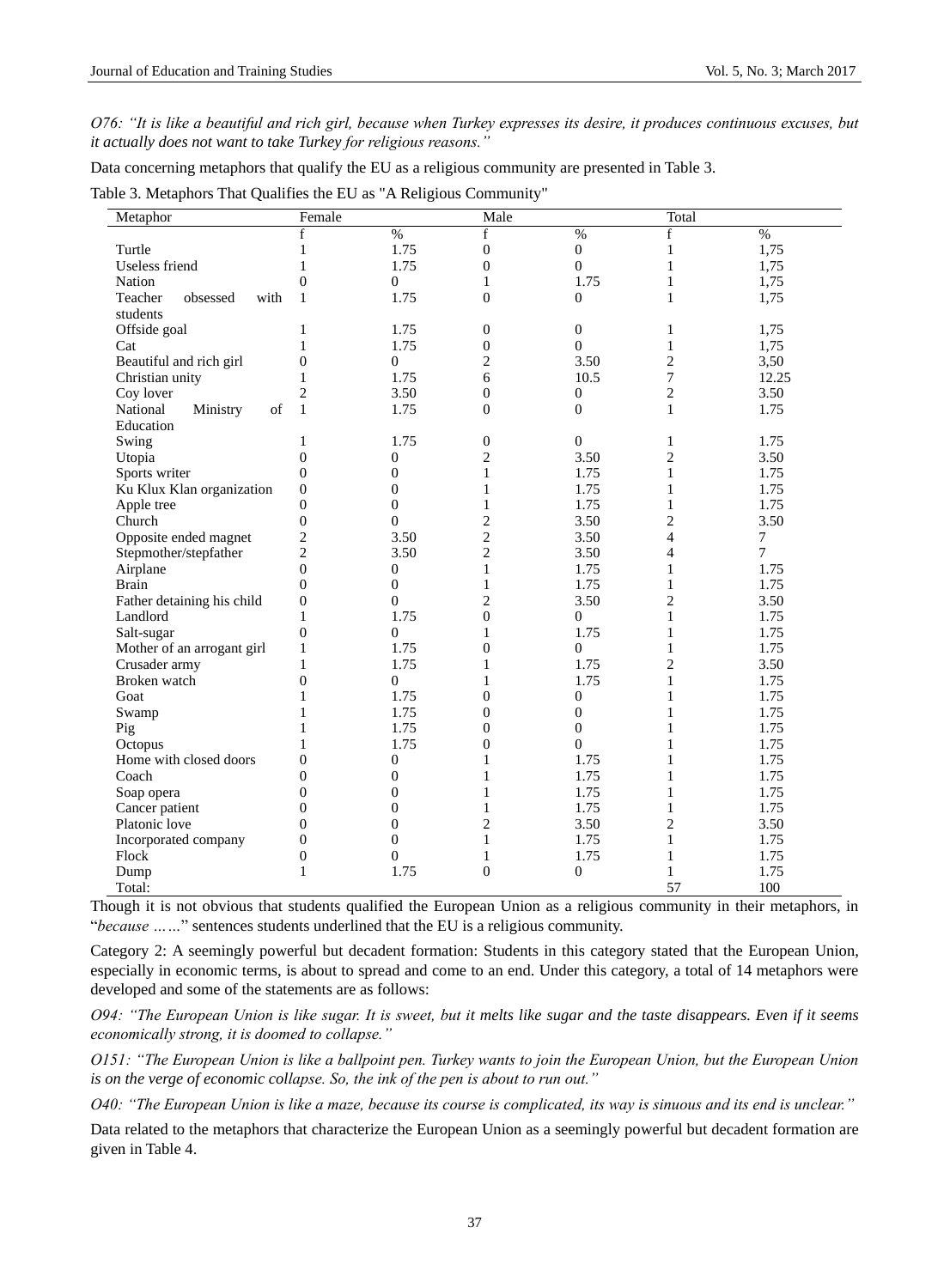*O76: "It is like a beautiful and rich girl, because when Turkey expresses its desire, it produces continuous excuses, but it actually does not want to take Turkey for religious reasons."*

Data concerning metaphors that qualify the EU as a religious community are presented in Table 3.

Table 3. Metaphors That Qualifies the EU as "A Religious Community"

| Metaphor | Female | | Male | | Total | |
|---|---|---|---|---|---|---|
| | f | % | f | % | f | % |
| Turtle | 1 | 1.75 | 0 | 0 | 1 | 1,75 |
| Useless friend | 1 | 1.75 | 0 | 0 | 1 | 1,75 |
| Nation | 0 | 0 | 1 | 1.75 | 1 | 1,75 |
| Teacher obsessed with students | 1 | 1.75 | 0 | 0 | 1 | 1,75 |
| Offside goal | 1 | 1.75 | 0 | 0 | 1 | 1,75 |
| Cat | 1 | 1.75 | 0 | 0 | 1 | 1,75 |
| Beautiful and rich girl | 0 | 0 | 2 | 3.50 | 2 | 3,50 |
| Christian unity | 1 | 1.75 | 6 | 10.5 | 7 | 12.25 |
| Coy lover | 2 | 3.50 | 0 | 0 | 2 | 3.50 |
| National Ministry of Education | 1 | 1.75 | 0 | 0 | 1 | 1.75 |
| Swing | 1 | 1.75 | 0 | 0 | 1 | 1.75 |
| Utopia | 0 | 0 | 2 | 3.50 | 2 | 3.50 |
| Sports writer | 0 | 0 | 1 | 1.75 | 1 | 1.75 |
| Ku Klux Klan organization | 0 | 0 | 1 | 1.75 | 1 | 1.75 |
| Apple tree | 0 | 0 | 1 | 1.75 | 1 | 1.75 |
| Church | 0 | 0 | 2 | 3.50 | 2 | 3.50 |
| Opposite ended magnet | 2 | 3.50 | 2 | 3.50 | 4 | 7 |
| Stepmother/stepfather | 2 | 3.50 | 2 | 3.50 | 4 | 7 |
| Airplane | 0 | 0 | 1 | 1.75 | 1 | 1.75 |
| Brain | 0 | 0 | 1 | 1.75 | 1 | 1.75 |
| Father detaining his child | 0 | 0 | 2 | 3.50 | 2 | 3.50 |
| Landlord | 1 | 1.75 | 0 | 0 | 1 | 1.75 |
| Salt-sugar | 0 | 0 | 1 | 1.75 | 1 | 1.75 |
| Mother of an arrogant girl | 1 | 1.75 | 0 | 0 | 1 | 1.75 |
| Crusader army | 1 | 1.75 | 1 | 1.75 | 2 | 3.50 |
| Broken watch | 0 | 0 | 1 | 1.75 | 1 | 1.75 |
| Goat | 1 | 1.75 | 0 | 0 | 1 | 1.75 |
| Swamp | 1 | 1.75 | 0 | 0 | 1 | 1.75 |
| Pig | 1 | 1.75 | 0 | 0 | 1 | 1.75 |
| Octopus | 1 | 1.75 | 0 | 0 | 1 | 1.75 |
| Home with closed doors | 0 | 0 | 1 | 1.75 | 1 | 1.75 |
| Coach | 0 | 0 | 1 | 1.75 | 1 | 1.75 |
| Soap opera | 0 | 0 | 1 | 1.75 | 1 | 1.75 |
| Cancer patient | 0 | 0 | 1 | 1.75 | 1 | 1.75 |
| Platonic love | 0 | 0 | 2 | 3.50 | 2 | 3.50 |
| Incorporated company | 0 | 0 | 1 | 1.75 | 1 | 1.75 |
| Flock | 0 | 0 | 1 | 1.75 | 1 | 1.75 |
| Dump | 1 | 1.75 | 0 | 0 | 1 | 1.75 |
| Total: | | | | | 57 | 100 |

Though it is not obvious that students qualified the European Union as a religious community in their metaphors, in "*because ……*" sentences students underlined that the EU is a religious community.

Category 2: A seemingly powerful but decadent formation: Students in this category stated that the European Union, especially in economic terms, is about to spread and come to an end. Under this category, a total of 14 metaphors were developed and some of the statements are as follows:

*O94: "The European Union is like sugar. It is sweet, but it melts like sugar and the taste disappears. Even if it seems economically strong, it is doomed to collapse."*

*O151: "The European Union is like a ballpoint pen. Turkey wants to join the European Union, but the European Union is on the verge of economic collapse. So, the ink of the pen is about to run out."*

*O40: "The European Union is like a maze, because its course is complicated, its way is sinuous and its end is unclear."*

Data related to the metaphors that characterize the European Union as a seemingly powerful but decadent formation are given in Table 4.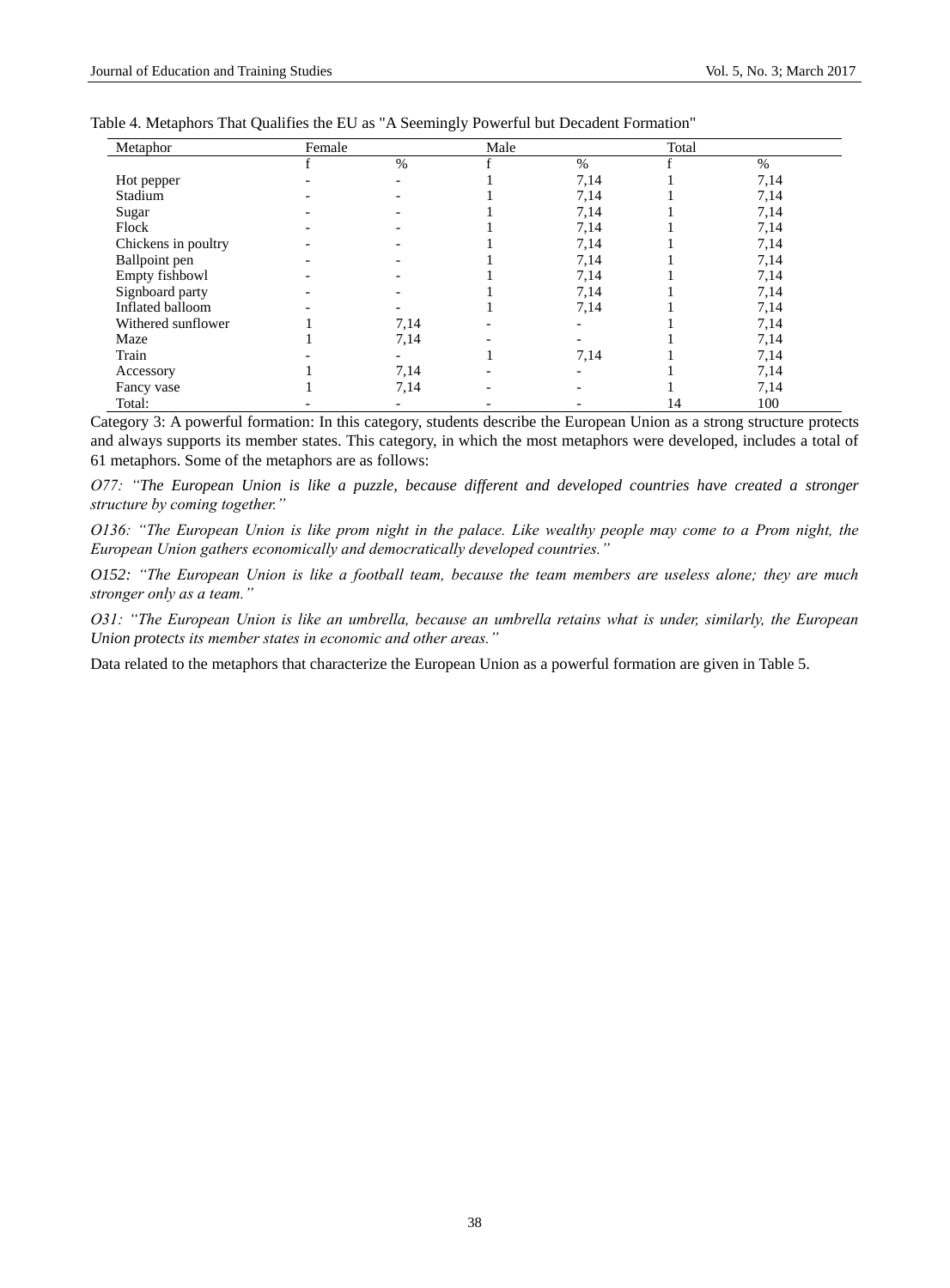Table 4. Metaphors That Qualifies the EU as "A Seemingly Powerful but Decadent Formation"

| Metaphor | Female | | Male | | Total | |
|---|---|---|---|---|---|---|
| | f | % | f | % | f | % |
| Hot pepper | - | - | 1 | 7,14 | 1 | 7,14 |
| Stadium | - | - | 1 | 7,14 | 1 | 7,14 |
| Sugar | - | - | 1 | 7,14 | 1 | 7,14 |
| Flock | - | - | 1 | 7,14 | 1 | 7,14 |
| Chickens in poultry | - | - | 1 | 7,14 | 1 | 7,14 |
| Ballpoint pen | - | - | 1 | 7,14 | 1 | 7,14 |
| Empty fishbowl | - | - | 1 | 7,14 | 1 | 7,14 |
| Signboard party | - | - | 1 | 7,14 | 1 | 7,14 |
| Inflated balloom | - | - | 1 | 7,14 | 1 | 7,14 |
| Withered sunflower | 1 | 7,14 | - | - | 1 | 7,14 |
| Maze | 1 | 7,14 | - | - | 1 | 7,14 |
| Train | - | - | 1 | 7,14 | 1 | 7,14 |
| Accessory | 1 | 7,14 | - | - | 1 | 7,14 |
| Fancy vase | 1 | 7,14 | - | - | 1 | 7,14 |
| Total: | - | - | - | - | 14 | 100 |

Category 3: A powerful formation: In this category, students describe the European Union as a strong structure protects and always supports its member states. This category, in which the most metaphors were developed, includes a total of 61 metaphors. Some of the metaphors are as follows:

*O77: "The European Union is like a puzzle, because different and developed countries have created a stronger structure by coming together."*

*O136: "The European Union is like prom night in the palace. Like wealthy people may come to a Prom night, the European Union gathers economically and democratically developed countries."*

*O152: "The European Union is like a football team, because the team members are useless alone; they are much stronger only as a team."*

*O31: "The European Union is like an umbrella, because an umbrella retains what is under, similarly, the European Union protects its member states in economic and other areas."*

Data related to the metaphors that characterize the European Union as a powerful formation are given in Table 5.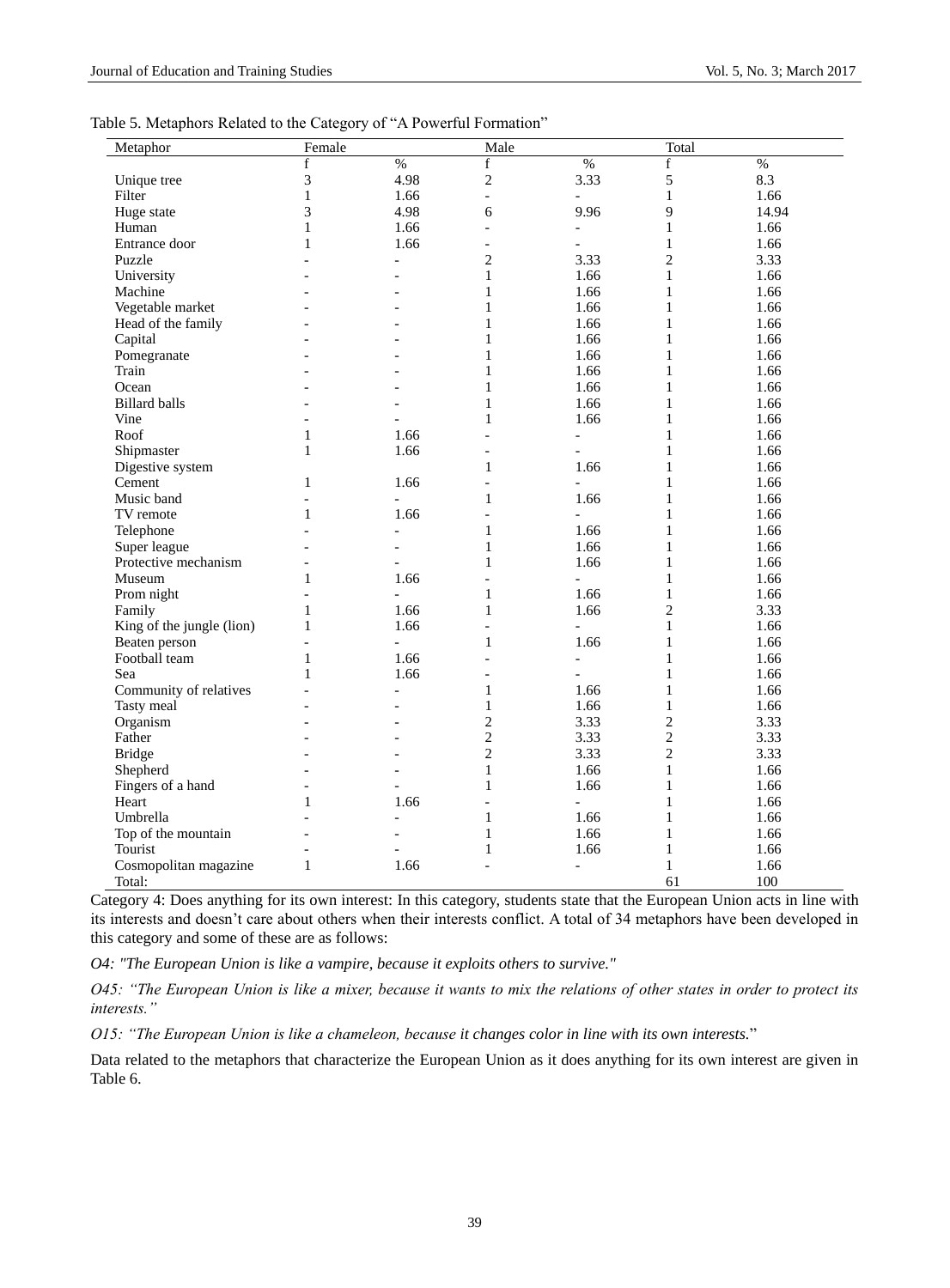Table 5. Metaphors Related to the Category of "A Powerful Formation"

| Metaphor | Female | | Male | | Total | |
|---|---|---|---|---|---|---|
| | f | % | f | % | f | % |
| Unique tree | 3 | 4.98 | 2 | 3.33 | 5 | 8.3 |
| Filter | 1 | 1.66 | - | - | 1 | 1.66 |
| Huge state | 3 | 4.98 | 6 | 9.96 | 9 | 14.94 |
| Human | 1 | 1.66 | - | - | 1 | 1.66 |
| Entrance door | 1 | 1.66 | - | - | 1 | 1.66 |
| Puzzle | - | - | 2 | 3.33 | 2 | 3.33 |
| University | - | - | 1 | 1.66 | 1 | 1.66 |
| Machine | - | - | 1 | 1.66 | 1 | 1.66 |
| Vegetable market | - | - | 1 | 1.66 | 1 | 1.66 |
| Head of the family | - | - | 1 | 1.66 | 1 | 1.66 |
| Capital | - | - | 1 | 1.66 | 1 | 1.66 |
| Pomegranate | - | - | 1 | 1.66 | 1 | 1.66 |
| Train | - | - | 1 | 1.66 | 1 | 1.66 |
| Ocean | - | - | 1 | 1.66 | 1 | 1.66 |
| Billard balls | - | - | 1 | 1.66 | 1 | 1.66 |
| Vine | - | - | 1 | 1.66 | 1 | 1.66 |
| Roof | 1 | 1.66 | - | - | 1 | 1.66 |
| Shipmaster | 1 | 1.66 | - | - | 1 | 1.66 |
| Digestive system | | | 1 | 1.66 | 1 | 1.66 |
| Cement | 1 | 1.66 | - | - | 1 | 1.66 |
| Music band | - | - | 1 | 1.66 | 1 | 1.66 |
| TV remote | 1 | 1.66 | - | - | 1 | 1.66 |
| Telephone | - | - | 1 | 1.66 | 1 | 1.66 |
| Super league | - | - | 1 | 1.66 | 1 | 1.66 |
| Protective mechanism | - | - | 1 | 1.66 | 1 | 1.66 |
| Museum | 1 | 1.66 | - | - | 1 | 1.66 |
| Prom night | - | - | 1 | 1.66 | 1 | 1.66 |
| Family | 1 | 1.66 | 1 | 1.66 | 2 | 3.33 |
| King of the jungle (lion) | 1 | 1.66 | - | - | 1 | 1.66 |
| Beaten person | - | - | 1 | 1.66 | 1 | 1.66 |
| Football team | 1 | 1.66 | - | - | 1 | 1.66 |
| Sea | 1 | 1.66 | - | - | 1 | 1.66 |
| Community of relatives | - | - | 1 | 1.66 | 1 | 1.66 |
| Tasty meal | - | - | 1 | 1.66 | 1 | 1.66 |
| Organism | - | - | 2 | 3.33 | 2 | 3.33 |
| Father | - | - | 2 | 3.33 | 2 | 3.33 |
| Bridge | - | - | 2 | 3.33 | 2 | 3.33 |
| Shepherd | - | - | 1 | 1.66 | 1 | 1.66 |
| Fingers of a hand | - | - | 1 | 1.66 | 1 | 1.66 |
| Heart | 1 | 1.66 | - | - | 1 | 1.66 |
| Umbrella | - | - | 1 | 1.66 | 1 | 1.66 |
| Top of the mountain | - | - | 1 | 1.66 | 1 | 1.66 |
| Tourist | - | - | 1 | 1.66 | 1 | 1.66 |
| Cosmopolitan magazine | 1 | 1.66 | - | - | 1 | 1.66 |
| Total: | | | | | 61 | 100 |

Category 4: Does anything for its own interest: In this category, students state that the European Union acts in line with its interests and doesn't care about others when their interests conflict. A total of 34 metaphors have been developed in this category and some of these are as follows:

*O4: "The European Union is like a vampire, because it exploits others to survive."*

*O45: "The European Union is like a mixer, because it wants to mix the relations of other states in order to protect its interests."*

*O15: "The European Union is like a chameleon, because it changes color in line with its own interests."*

Data related to the metaphors that characterize the European Union as it does anything for its own interest are given in Table 6.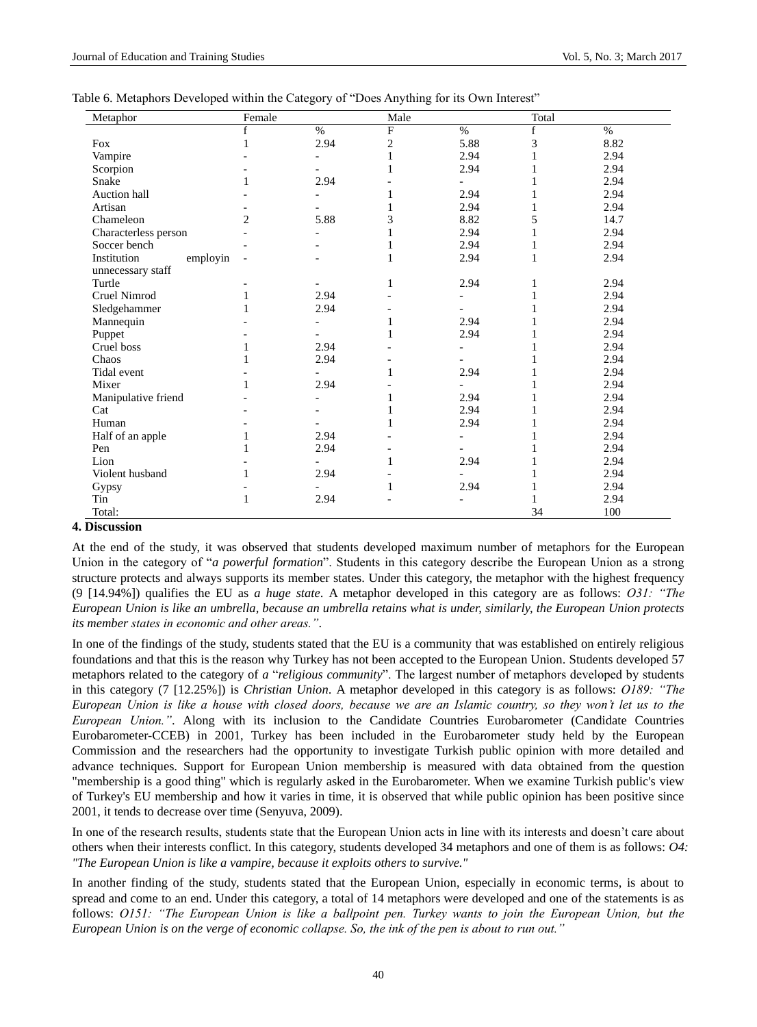Table 6. Metaphors Developed within the Category of "Does Anything for its Own Interest"

| Metaphor | Female | | Male | | Total | |
|---|---|---|---|---|---|---|
| | f | % | F | % | f | % |
| Fox | 1 | 2.94 | 2 | 5.88 | 3 | 8.82 |
| Vampire | - | - | 1 | 2.94 | 1 | 2.94 |
| Scorpion | - | - | 1 | 2.94 | 1 | 2.94 |
| Snake | 1 | 2.94 | - | - | 1 | 2.94 |
| Auction hall | - | - | 1 | 2.94 | 1 | 2.94 |
| Artisan | - | - | 1 | 2.94 | 1 | 2.94 |
| Chameleon | 2 | 5.88 | 3 | 8.82 | 5 | 14.7 |
| Characterless person | - | - | 1 | 2.94 | 1 | 2.94 |
| Soccer bench | - | - | 1 | 2.94 | 1 | 2.94 |
| Institution employin unnecessary staff | - | - | 1 | 2.94 | 1 | 2.94 |
| Turtle | - | - | 1 | 2.94 | 1 | 2.94 |
| Cruel Nimrod | 1 | 2.94 | - | - | 1 | 2.94 |
| Sledgehammer | 1 | 2.94 | - | - | 1 | 2.94 |
| Mannequin | - | - | 1 | 2.94 | 1 | 2.94 |
| Puppet | - | - | 1 | 2.94 | 1 | 2.94 |
| Cruel boss | 1 | 2.94 | - | - | 1 | 2.94 |
| Chaos | 1 | 2.94 | - | - | 1 | 2.94 |
| Tidal event | - | - | 1 | 2.94 | 1 | 2.94 |
| Mixer | 1 | 2.94 | - | - | 1 | 2.94 |
| Manipulative friend | - | - | 1 | 2.94 | 1 | 2.94 |
| Cat | - | - | 1 | 2.94 | 1 | 2.94 |
| Human | - | - | 1 | 2.94 | 1 | 2.94 |
| Half of an apple | 1 | 2.94 | - | - | 1 | 2.94 |
| Pen | 1 | 2.94 | - | - | 1 | 2.94 |
| Lion | - | - | 1 | 2.94 | 1 | 2.94 |
| Violent husband | 1 | 2.94 | - | - | 1 | 2.94 |
| Gypsy | - | - | 1 | 2.94 | 1 | 2.94 |
| Tin | 1 | 2.94 | - | - | 1 | 2.94 |
| Total: | | | | | 34 | 100 |

## 4. Discussion

At the end of the study, it was observed that students developed maximum number of metaphors for the European Union in the category of "*a powerful formation*". Students in this category describe the European Union as a strong structure protects and always supports its member states. Under this category, the metaphor with the highest frequency (9 [14.94%]) qualifies the EU as *a huge state*. A metaphor developed in this category are as follows: *O31: "The European Union is like an umbrella, because an umbrella retains what is under, similarly, the European Union protects its member states in economic and other areas."*.

In one of the findings of the study, students stated that the EU is a community that was established on entirely religious foundations and that this is the reason why Turkey has not been accepted to the European Union. Students developed 57 metaphors related to the category of *a* "*religious community*". The largest number of metaphors developed by students in this category (7 [12.25%]) is *Christian Union*. A metaphor developed in this category is as follows: *O189: "The European Union is like a house with closed doors, because we are an Islamic country, so they won't let us to the European Union."*. Along with its inclusion to the Candidate Countries Eurobarometer (Candidate Countries Eurobarometer-CCEB) in 2001, Turkey has been included in the Eurobarometer study held by the European Commission and the researchers had the opportunity to investigate Turkish public opinion with more detailed and advance techniques. Support for European Union membership is measured with data obtained from the question "membership is a good thing" which is regularly asked in the Eurobarometer. When we examine Turkish public's view of Turkey's EU membership and how it varies in time, it is observed that while public opinion has been positive since 2001, it tends to decrease over time (Senyuva, 2009).

In one of the research results, students state that the European Union acts in line with its interests and doesn't care about others when their interests conflict. In this category, students developed 34 metaphors and one of them is as follows: *O4: "The European Union is like a vampire, because it exploits others to survive."*

In another finding of the study, students stated that the European Union, especially in economic terms, is about to spread and come to an end. Under this category, a total of 14 metaphors were developed and one of the statements is as follows: *O151: "The European Union is like a ballpoint pen. Turkey wants to join the European Union, but the European Union is on the verge of economic collapse. So, the ink of the pen is about to run out."*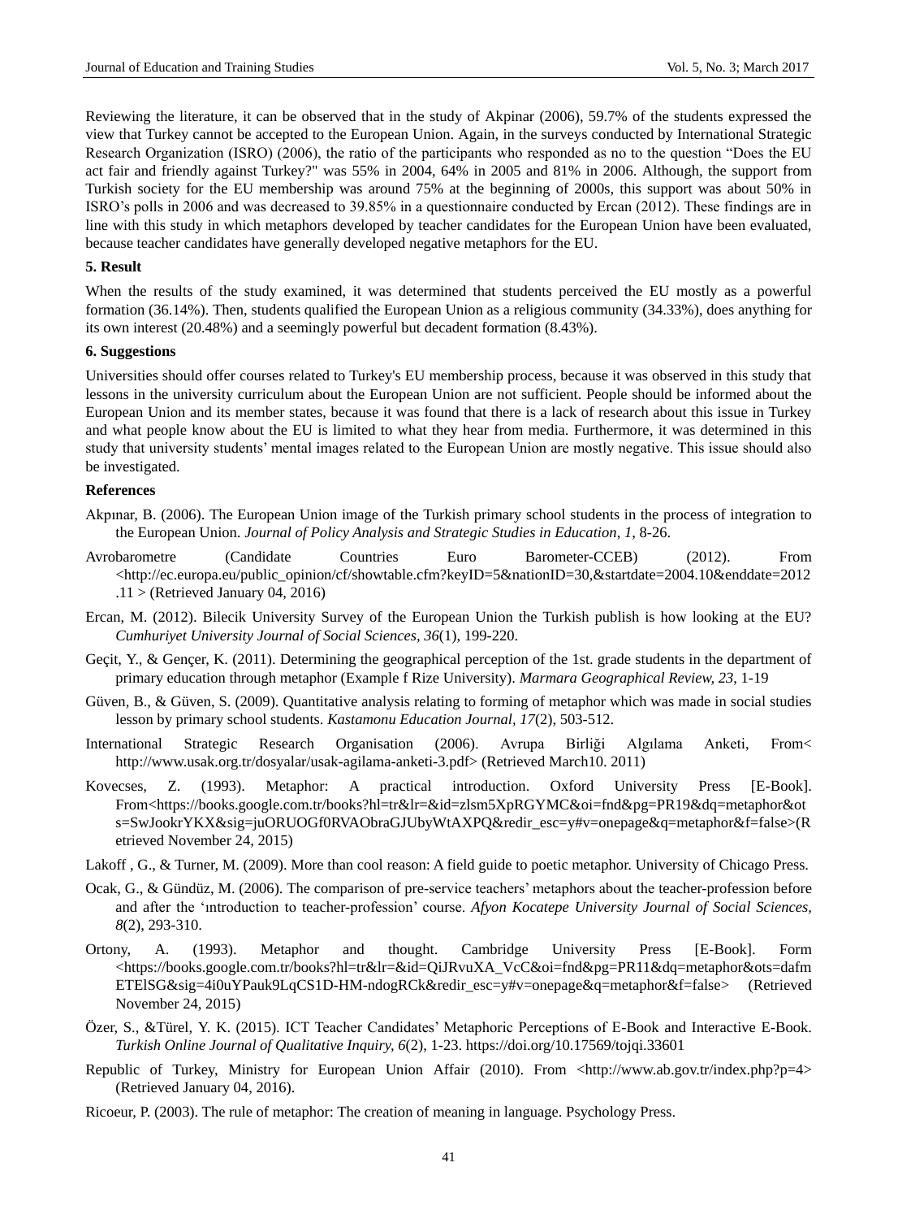Reviewing the literature, it can be observed that in the study of Akpinar (2006), 59.7% of the students expressed the view that Turkey cannot be accepted to the European Union. Again, in the surveys conducted by International Strategic Research Organization (ISRO) (2006), the ratio of the participants who responded as no to the question "Does the EU act fair and friendly against Turkey?" was 55% in 2004, 64% in 2005 and 81% in 2006. Although, the support from Turkish society for the EU membership was around 75% at the beginning of 2000s, this support was about 50% in ISRO's polls in 2006 and was decreased to 39.85% in a questionnaire conducted by Ercan (2012). These findings are in line with this study in which metaphors developed by teacher candidates for the European Union have been evaluated, because teacher candidates have generally developed negative metaphors for the EU.

## 5. Result

When the results of the study examined, it was determined that students perceived the EU mostly as a powerful formation (36.14%). Then, students qualified the European Union as a religious community (34.33%), does anything for its own interest (20.48%) and a seemingly powerful but decadent formation (8.43%).

## 6. Suggestions

Universities should offer courses related to Turkey's EU membership process, because it was observed in this study that lessons in the university curriculum about the European Union are not sufficient. People should be informed about the European Union and its member states, because it was found that there is a lack of research about this issue in Turkey and what people know about the EU is limited to what they hear from media. Furthermore, it was determined in this study that university students' mental images related to the European Union are mostly negative. This issue should also be investigated.

## References

Akpınar, B. (2006). The European Union image of the Turkish primary school students in the process of integration to the European Union. *Journal of Policy Analysis and Strategic Studies in Education, 1*, 8-26.

Avrobarometre (Candidate Countries Euro Barometer-CCEB) (2012). From <http://ec.europa.eu/public_opinion/cf/showtable.cfm?keyID=5&nationID=30,&startdate=2004.10&enddate=2012.11 > (Retrieved January 04, 2016)

Ercan, M. (2012). Bilecik University Survey of the European Union the Turkish publish is how looking at the EU? *Cumhuriyet University Journal of Social Sciences, 36*(1), 199-220.

Geçit, Y., & Gençer, K. (2011). Determining the geographical perception of the 1st. grade students in the department of primary education through metaphor (Example f Rize University). *Marmara Geographical Review, 23*, 1-19

Güven, B., & Güven, S. (2009). Quantitative analysis relating to forming of metaphor which was made in social studies lesson by primary school students. *Kastamonu Education Journal, 17*(2), 503-512.

International Strategic Research Organisation (2006). Avrupa Birliği Algılama Anketi, From< http://www.usak.org.tr/dosyalar/usak-agilama-anketi-3.pdf> (Retrieved March10. 2011)

Kovecses, Z. (1993). Metaphor: A practical introduction. Oxford University Press [E-Book]. From<https://books.google.com.tr/books?hl=tr&lr=&id=zlsm5XpRGYMC&oi=fnd&pg=PR19&dq=metaphor&ots=SwJookrYKX&sig=juORUOGf0RVAObraGJUbyWtAXPQ&redir_esc=y#v=onepage&q=metaphor&f=false>(Retrieved November 24, 2015)

Lakoff , G., & Turner, M. (2009). More than cool reason: A field guide to poetic metaphor. University of Chicago Press.

Ocak, G., & Gündüz, M. (2006). The comparison of pre-service teachers' metaphors about the teacher-profession before and after the 'ıntroduction to teacher-profession' course. *Afyon Kocatepe University Journal of Social Sciences, 8*(2), 293-310.

Ortony, A. (1993). Metaphor and thought. Cambridge University Press [E-Book]. Form <https://books.google.com.tr/books?hl=tr&lr=&id=QiJRvuXA_VcC&oi=fnd&pg=PR11&dq=metaphor&ots=dafmETElSG&sig=4i0uYPauk9LqCS1D-HM-ndogRCk&redir_esc=y#v=onepage&q=metaphor&f=false> (Retrieved November 24, 2015)

Özer, S., &Türel, Y. K. (2015). ICT Teacher Candidates' Metaphoric Perceptions of E-Book and Interactive E-Book. *Turkish Online Journal of Qualitative Inquiry, 6*(2), 1-23. https://doi.org/10.17569/tojqi.33601

Republic of Turkey, Ministry for European Union Affair (2010). From <http://www.ab.gov.tr/index.php?p=4> (Retrieved January 04, 2016).

Ricoeur, P. (2003). The rule of metaphor: The creation of meaning in language. Psychology Press.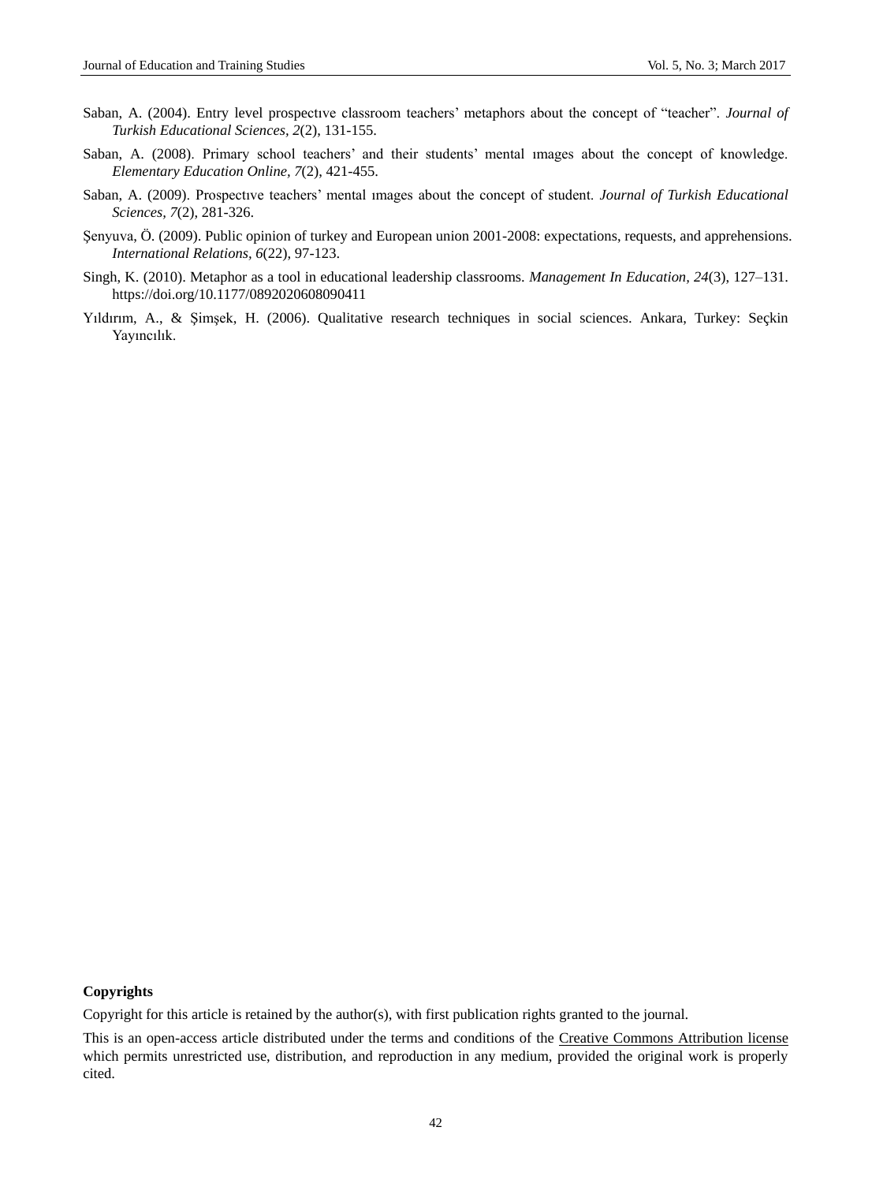Saban, A. (2004). Entry level prospectıve classroom teachers' metaphors about the concept of "teacher". *Journal of Turkish Educational Sciences, 2*(2), 131-155.

Saban, A. (2008). Primary school teachers' and their students' mental ımages about the concept of knowledge. *Elementary Education Online, 7*(2), 421-455.

Saban, A. (2009). Prospectıve teachers' mental ımages about the concept of student. *Journal of Turkish Educational Sciences, 7*(2), 281-326.

Şenyuva, Ö. (2009). Public opinion of turkey and European union 2001-2008: expectations, requests, and apprehensions. *International Relations, 6*(22), 97-123.

Singh, K. (2010). Metaphor as a tool in educational leadership classrooms. *Management In Education, 24*(3), 127–131. https://doi.org/10.1177/0892020608090411

Yıldırım, A., & Şimşek, H. (2006). Qualitative research techniques in social sciences. Ankara, Turkey: Seçkin Yayıncılık.

**Copyrights**

Copyright for this article is retained by the author(s), with first publication rights granted to the journal.

This is an open-access article distributed under the terms and conditions of the Creative Commons Attribution license which permits unrestricted use, distribution, and reproduction in any medium, provided the original work is properly cited.